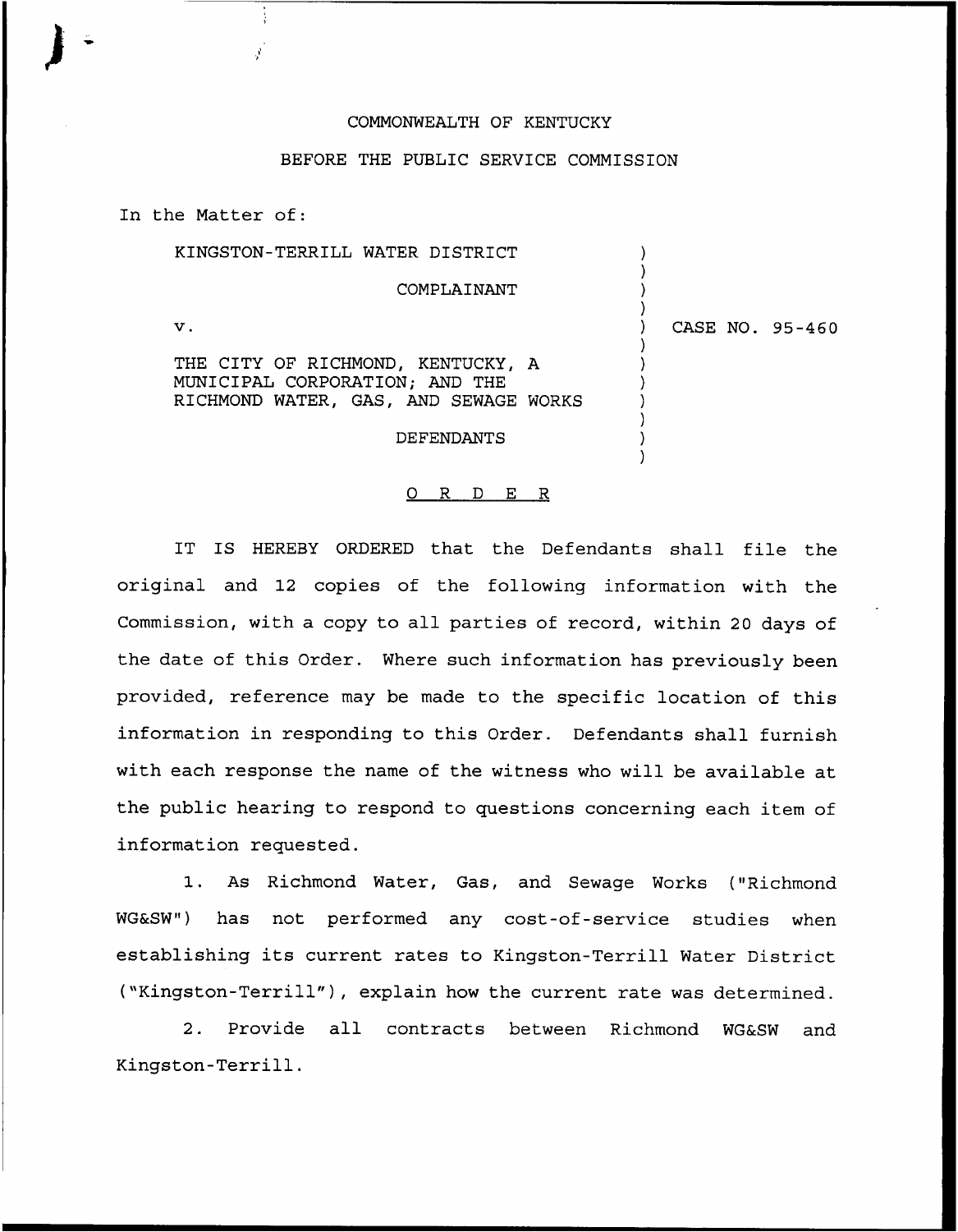COMMONWEALTH OF KENTUCKY

BEFORE THE PUBLIC SERVICE COMMISSION

In the Matter of:

KINGSTON-TERRILL WATER DISTRICT

COMPLAINANT

v.

THE CITY OF RICHMOND, KENTUCKY, A MUNICIPAL CORPORATION; AND THE RICHMOND WATER, GAS, AND SEWAGE WORKS

DEFENDANTS

CASE NO. 95-460

O R D E R

IT IS HEREBY ORDERED that the Defendants shall file the original and 12 copies of the following information with the Commission, with a copy to all parties of record, within 20 days of the date of this Order. Where such information has previously been provided, reference may be made to the specific location of this information in responding to this Order. Defendants shall furnish with each response the name of the witness who will be available at the public hearing to respond to questions concerning each item of information requested.

1. As Richmond Water, Gas, and Sewage Works ("Richmond WG&SW") has not performed any cost-of-service studies when establishing its current rates to Kingston-Terrill Water District ("Kingston-Terrill"), explain how the current rate was determined.

2. Provide all contracts between Richmond WG&SW and Kingston-Terrill.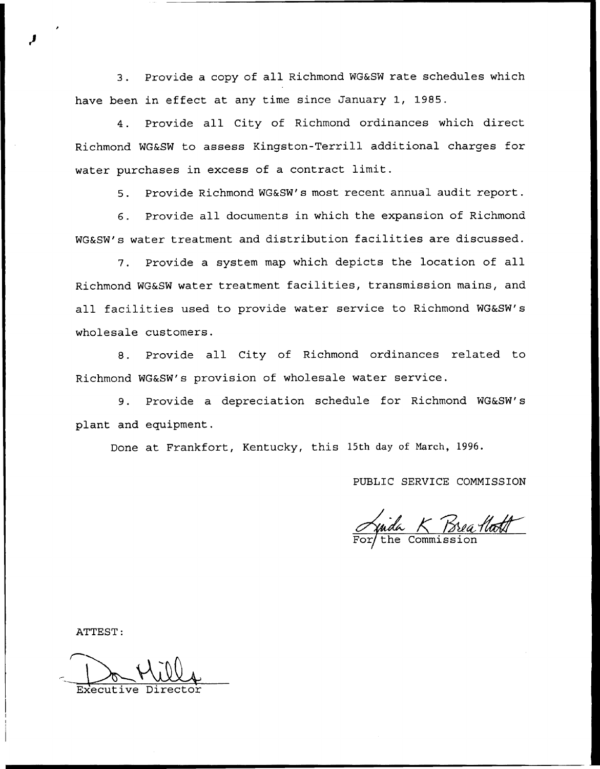3. Provide a copy of all Richmond WG&SW rate schedules which have been in effect at any time since January 1, 1985.

4. Provide all City of Richmond ordinances which direct Richmond WG&SW to assess Kingston-Terrill additional charges for water purchases in excess of a contract limit.

5. Provide Richmond WG&SW's most recent annual audit report.

6. Provide all documents in which the expansion of Richmond WG&SW's water treatment and distribution facilities are discussed.

7. Provide a system map which depicts the location of all Richmond WG&SW water treatment facilities, transmission mains, and all facilities used to provide water service to Richmond WG&SW's wholesale customers.

8. Provide all City of Richmond ordinances related to Richmond WG&SW's provision of wholesale water service.

9. Provide a depreciation schedule for Richmond WG&SW's plant and equipment.

Done at Frankfort, Kentucky, this 15th day of March, 1996.

PUBLIC SERVICE COMMISSION

Linda K Breathitt
For the Commission

ATTEST:

Don Mills
Executive Director